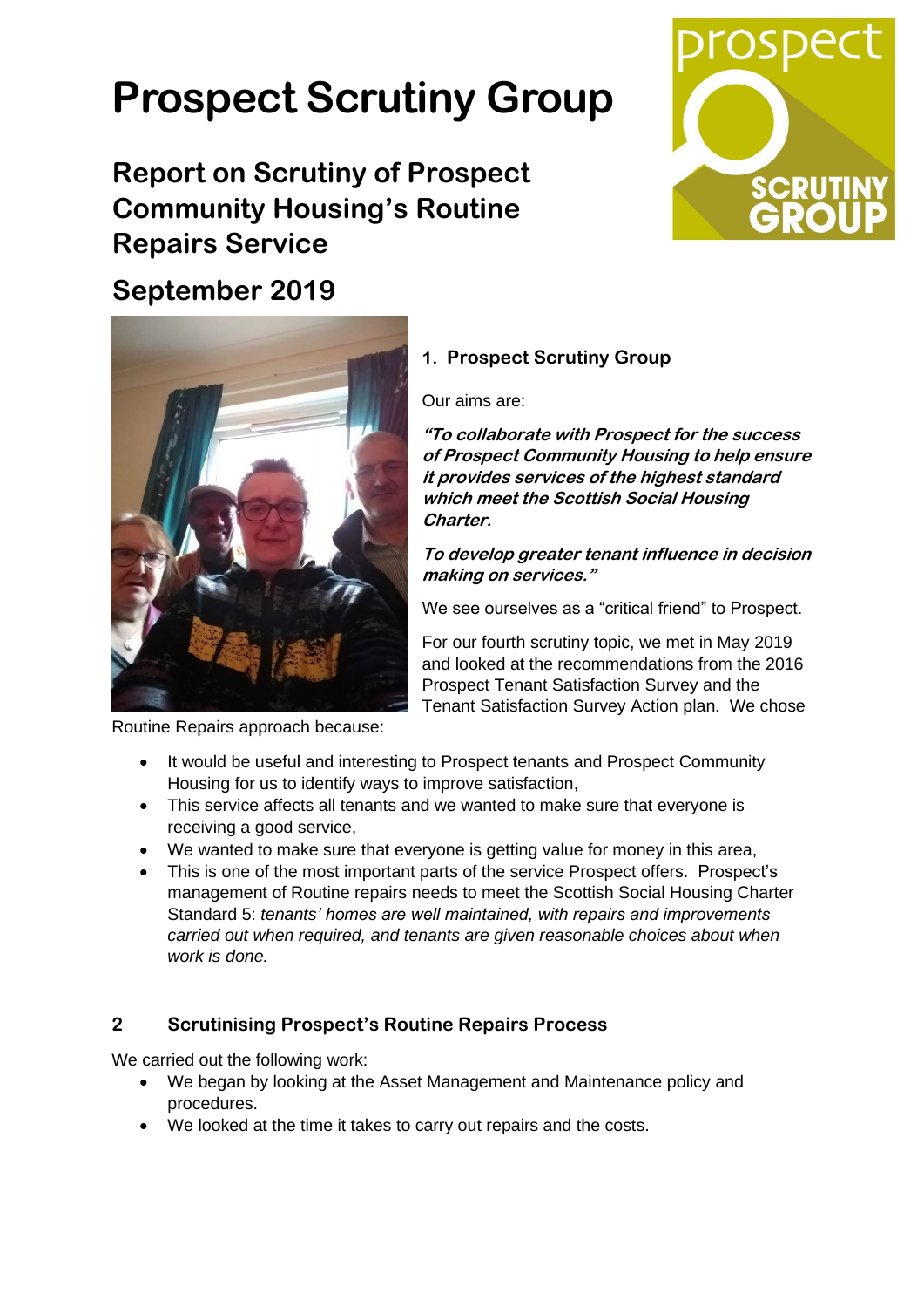# Prospect Scrutiny Group

## Report on Scrutiny of Prospect Community Housing's Routine Repairs Service

## September 2019

### 1. Prospect Scrutiny Group

Our aims are:

***"To collaborate with Prospect for the success of Prospect Community Housing to help ensure it provides services of the highest standard which meet the Scottish Social Housing Charter.***

***To develop greater tenant influence in decision making on services."***

We see ourselves as a "critical friend" to Prospect.

For our fourth scrutiny topic, we met in May 2019 and looked at the recommendations from the 2016 Prospect Tenant Satisfaction Survey and the Tenant Satisfaction Survey Action plan. We chose Routine Repairs approach because:

- It would be useful and interesting to Prospect tenants and Prospect Community Housing for us to identify ways to improve satisfaction,
- This service affects all tenants and we wanted to make sure that everyone is receiving a good service,
- We wanted to make sure that everyone is getting value for money in this area,
- This is one of the most important parts of the service Prospect offers. Prospect's management of Routine repairs needs to meet the Scottish Social Housing Charter Standard 5: *tenants' homes are well maintained, with repairs and improvements carried out when required, and tenants are given reasonable choices about when work is done.*

### 2 Scrutinising Prospect's Routine Repairs Process

We carried out the following work:

- We began by looking at the Asset Management and Maintenance policy and procedures.
- We looked at the time it takes to carry out repairs and the costs.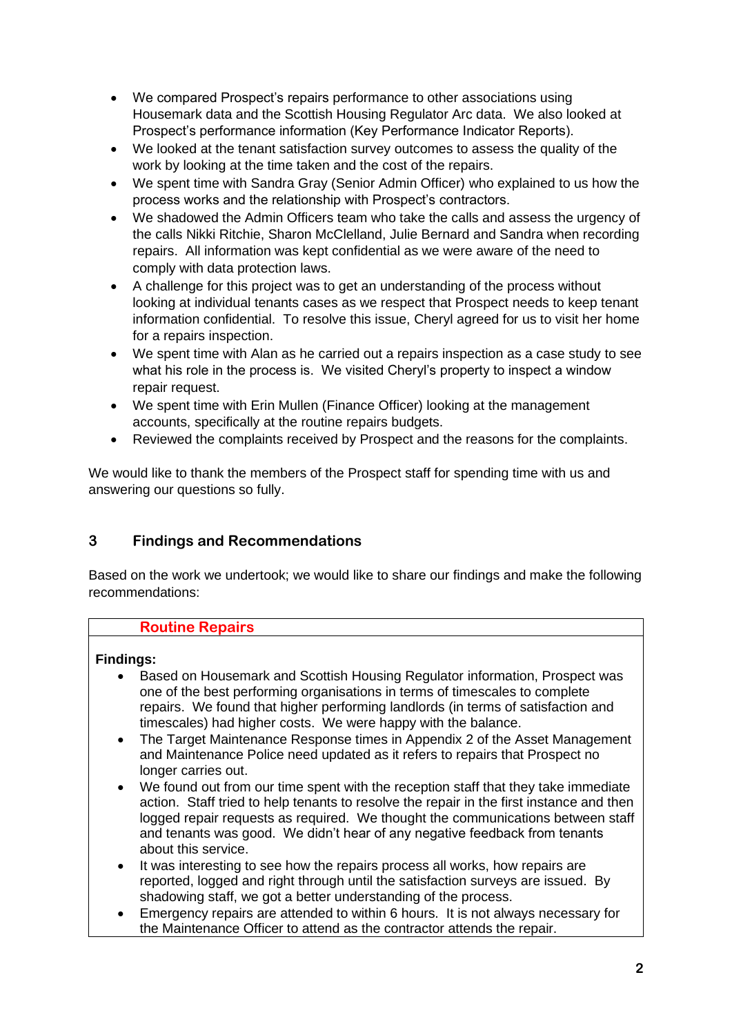- We compared Prospect's repairs performance to other associations using Housemark data and the Scottish Housing Regulator Arc data. We also looked at Prospect's performance information (Key Performance Indicator Reports).
- We looked at the tenant satisfaction survey outcomes to assess the quality of the work by looking at the time taken and the cost of the repairs.
- We spent time with Sandra Gray (Senior Admin Officer) who explained to us how the process works and the relationship with Prospect's contractors.
- We shadowed the Admin Officers team who take the calls and assess the urgency of the calls Nikki Ritchie, Sharon McClelland, Julie Bernard and Sandra when recording repairs. All information was kept confidential as we were aware of the need to comply with data protection laws.
- A challenge for this project was to get an understanding of the process without looking at individual tenants cases as we respect that Prospect needs to keep tenant information confidential. To resolve this issue, Cheryl agreed for us to visit her home for a repairs inspection.
- We spent time with Alan as he carried out a repairs inspection as a case study to see what his role in the process is. We visited Cheryl's property to inspect a window repair request.
- We spent time with Erin Mullen (Finance Officer) looking at the management accounts, specifically at the routine repairs budgets.
- Reviewed the complaints received by Prospect and the reasons for the complaints.

We would like to thank the members of the Prospect staff for spending time with us and answering our questions so fully.

## 3 Findings and Recommendations

Based on the work we undertook; we would like to share our findings and make the following recommendations:

### Routine Repairs

**Findings:**

- Based on Housemark and Scottish Housing Regulator information, Prospect was one of the best performing organisations in terms of timescales to complete repairs. We found that higher performing landlords (in terms of satisfaction and timescales) had higher costs. We were happy with the balance.
- The Target Maintenance Response times in Appendix 2 of the Asset Management and Maintenance Police need updated as it refers to repairs that Prospect no longer carries out.
- We found out from our time spent with the reception staff that they take immediate action. Staff tried to help tenants to resolve the repair in the first instance and then logged repair requests as required. We thought the communications between staff and tenants was good. We didn't hear of any negative feedback from tenants about this service.
- It was interesting to see how the repairs process all works, how repairs are reported, logged and right through until the satisfaction surveys are issued. By shadowing staff, we got a better understanding of the process.
- Emergency repairs are attended to within 6 hours. It is not always necessary for the Maintenance Officer to attend as the contractor attends the repair.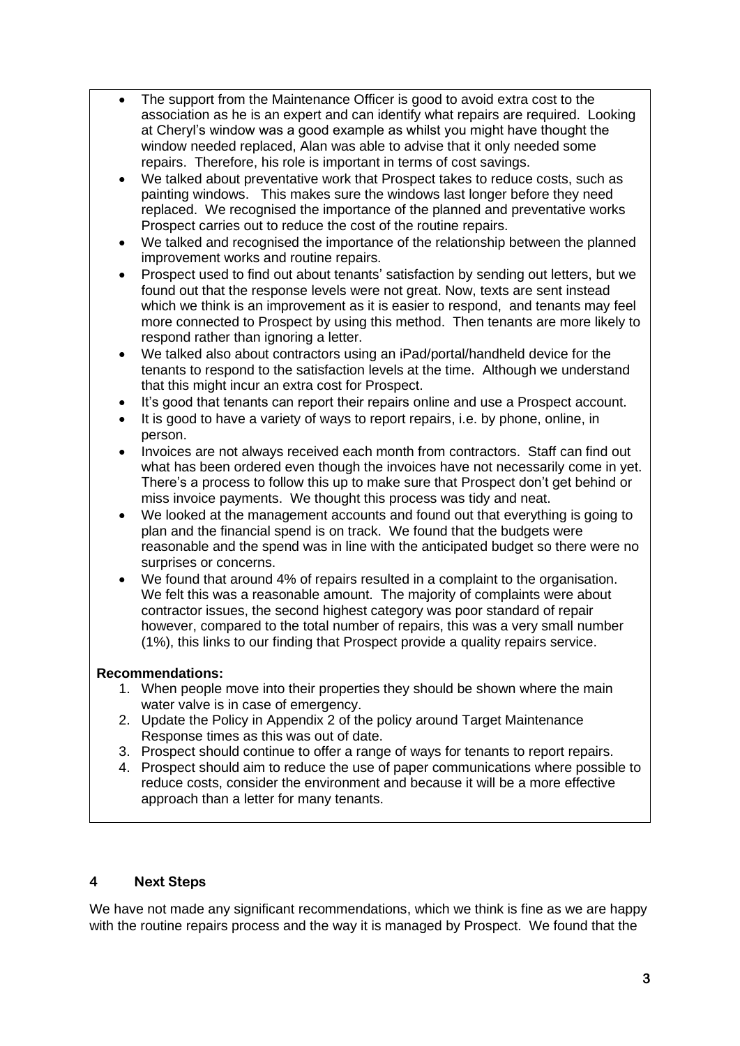- The support from the Maintenance Officer is good to avoid extra cost to the association as he is an expert and can identify what repairs are required. Looking at Cheryl's window was a good example as whilst you might have thought the window needed replaced, Alan was able to advise that it only needed some repairs. Therefore, his role is important in terms of cost savings.
- We talked about preventative work that Prospect takes to reduce costs, such as painting windows. This makes sure the windows last longer before they need replaced. We recognised the importance of the planned and preventative works Prospect carries out to reduce the cost of the routine repairs.
- We talked and recognised the importance of the relationship between the planned improvement works and routine repairs.
- Prospect used to find out about tenants' satisfaction by sending out letters, but we found out that the response levels were not great. Now, texts are sent instead which we think is an improvement as it is easier to respond, and tenants may feel more connected to Prospect by using this method. Then tenants are more likely to respond rather than ignoring a letter.
- We talked also about contractors using an iPad/portal/handheld device for the tenants to respond to the satisfaction levels at the time. Although we understand that this might incur an extra cost for Prospect.
- It's good that tenants can report their repairs online and use a Prospect account.
- It is good to have a variety of ways to report repairs, i.e. by phone, online, in person.
- Invoices are not always received each month from contractors. Staff can find out what has been ordered even though the invoices have not necessarily come in yet. There's a process to follow this up to make sure that Prospect don't get behind or miss invoice payments. We thought this process was tidy and neat.
- We looked at the management accounts and found out that everything is going to plan and the financial spend is on track. We found that the budgets were reasonable and the spend was in line with the anticipated budget so there were no surprises or concerns.
- We found that around 4% of repairs resulted in a complaint to the organisation. We felt this was a reasonable amount. The majority of complaints were about contractor issues, the second highest category was poor standard of repair however, compared to the total number of repairs, this was a very small number (1%), this links to our finding that Prospect provide a quality repairs service.

**Recommendations:**

1. When people move into their properties they should be shown where the main water valve is in case of emergency.
2. Update the Policy in Appendix 2 of the policy around Target Maintenance Response times as this was out of date.
3. Prospect should continue to offer a range of ways for tenants to report repairs.
4. Prospect should aim to reduce the use of paper communications where possible to reduce costs, consider the environment and because it will be a more effective approach than a letter for many tenants.

## 4 Next Steps

We have not made any significant recommendations, which we think is fine as we are happy with the routine repairs process and the way it is managed by Prospect. We found that the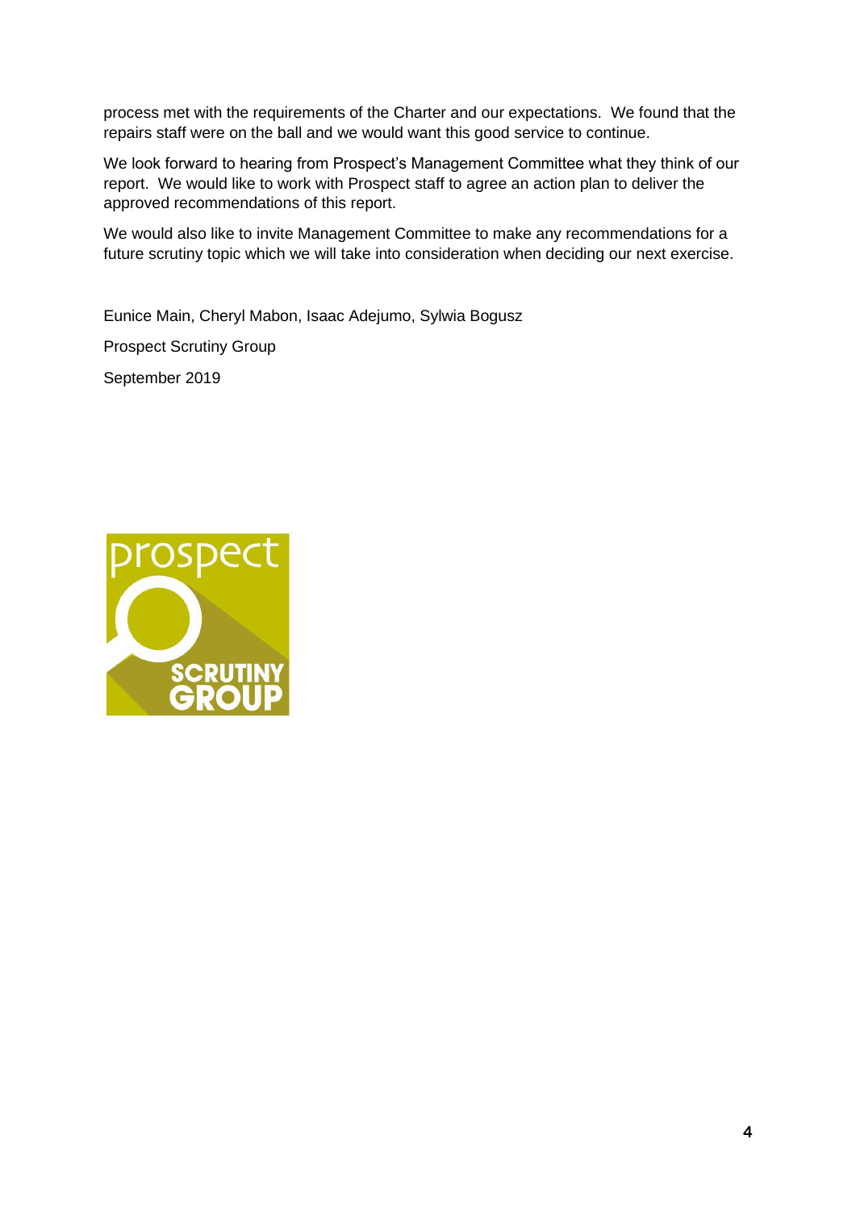process met with the requirements of the Charter and our expectations. We found that the repairs staff were on the ball and we would want this good service to continue.

We look forward to hearing from Prospect's Management Committee what they think of our report. We would like to work with Prospect staff to agree an action plan to deliver the approved recommendations of this report.

We would also like to invite Management Committee to make any recommendations for a future scrutiny topic which we will take into consideration when deciding our next exercise.

Eunice Main, Cheryl Mabon, Isaac Adejumo, Sylwia Bogusz

Prospect Scrutiny Group

September 2019

prospect

SCRUTINY GROUP